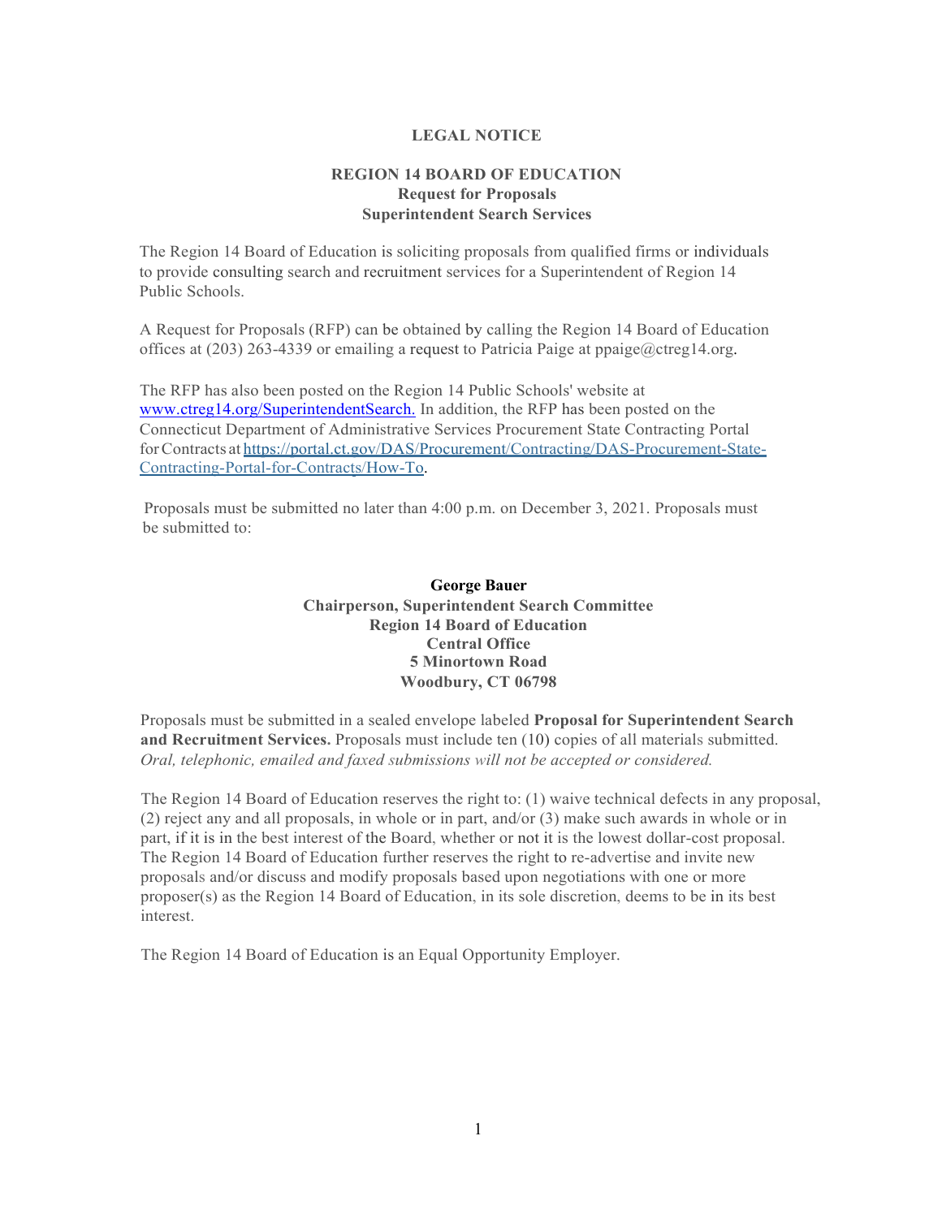# LEGAL NOTICE

## REGION 14 BOARD OF EDUCATION
### Request for Proposals
### Superintendent Search Services

The Region 14 Board of Education is soliciting proposals from qualified firms or individuals to provide consulting search and recruitment services for a Superintendent of Region 14 Public Schools.

A Request for Proposals (RFP) can be obtained by calling the Region 14 Board of Education offices at (203) 263-4339 or emailing a request to Patricia Paige at ppaige@ctreg14.org.

The RFP has also been posted on the Region 14 Public Schools' website at www.ctreg14.org/SuperintendentSearch. In addition, the RFP has been posted on the Connecticut Department of Administrative Services Procurement State Contracting Portal for Contracts at https://portal.ct.gov/DAS/Procurement/Contracting/DAS-Procurement-State-Contracting-Portal-for-Contracts/How-To.

Proposals must be submitted no later than 4:00 p.m. on December 3, 2021. Proposals must be submitted to:

**George Bauer**
**Chairperson, Superintendent Search Committee**
**Region 14 Board of Education**
**Central Office**
**5 Minortown Road**
**Woodbury, CT 06798**

Proposals must be submitted in a sealed envelope labeled **Proposal for Superintendent Search and Recruitment Services.** Proposals must include ten (10) copies of all materials submitted. *Oral, telephonic, emailed and faxed submissions will not be accepted or considered.*

The Region 14 Board of Education reserves the right to: (1) waive technical defects in any proposal, (2) reject any and all proposals, in whole or in part, and/or (3) make such awards in whole or in part, if it is in the best interest of the Board, whether or not it is the lowest dollar-cost proposal. The Region 14 Board of Education further reserves the right to re-advertise and invite new proposals and/or discuss and modify proposals based upon negotiations with one or more proposer(s) as the Region 14 Board of Education, in its sole discretion, deems to be in its best interest.

The Region 14 Board of Education is an Equal Opportunity Employer.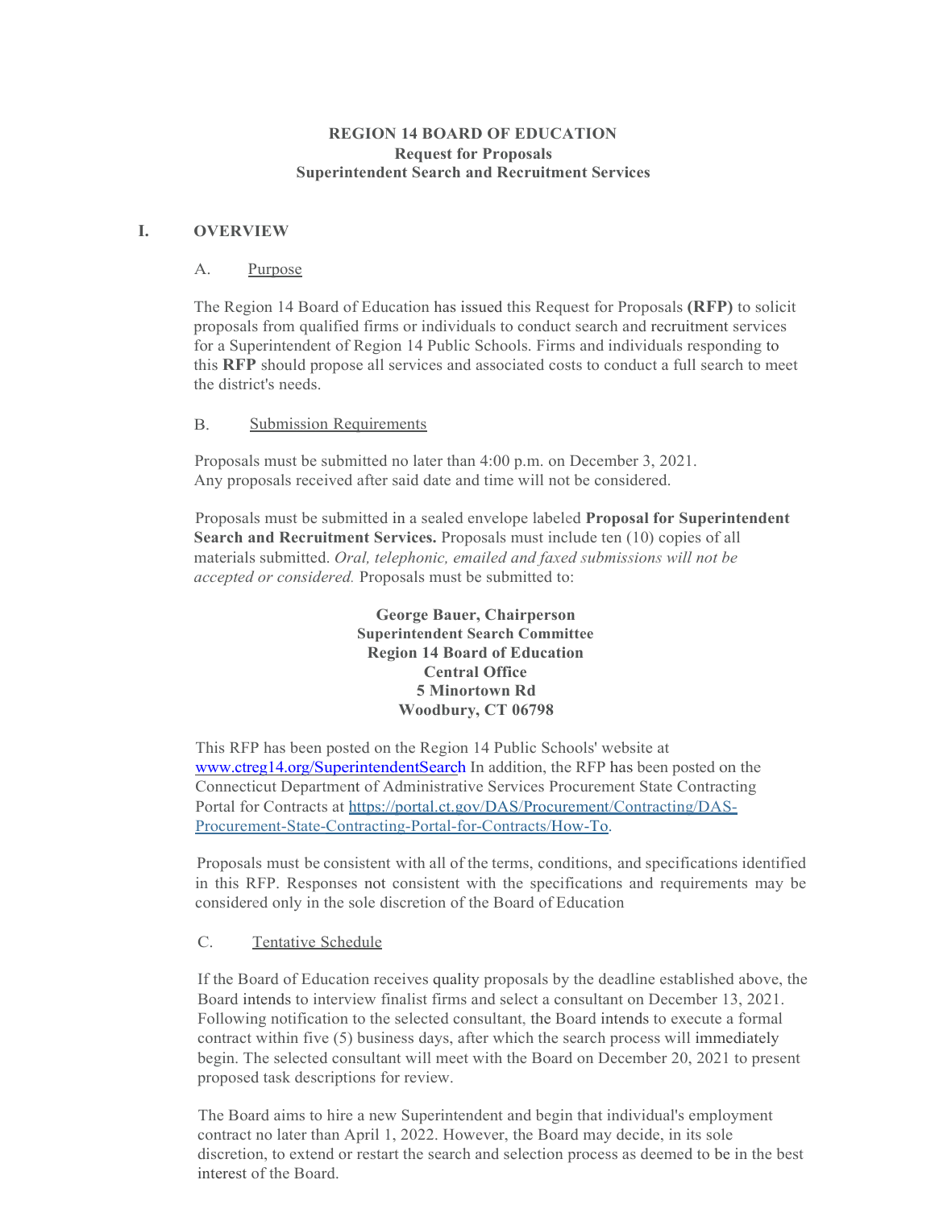**REGION 14 BOARD OF EDUCATION**
**Request for Proposals**
**Superintendent Search and Recruitment Services**

## I. OVERVIEW

### A. Purpose

The Region 14 Board of Education has issued this Request for Proposals **(RFP)** to solicit proposals from qualified firms or individuals to conduct search and recruitment services for a Superintendent of Region 14 Public Schools. Firms and individuals responding to this **RFP** should propose all services and associated costs to conduct a full search to meet the district's needs.

### B. Submission Requirements

Proposals must be submitted no later than 4:00 p.m. on December 3, 2021.
Any proposals received after said date and time will not be considered.

Proposals must be submitted in a sealed envelope labeled **Proposal for Superintendent Search and Recruitment Services.** Proposals must include ten (10) copies of all materials submitted. *Oral, telephonic, emailed and faxed submissions will not be accepted or considered.* Proposals must be submitted to:

**George Bauer, Chairperson**
**Superintendent Search Committee**
**Region 14 Board of Education**
**Central Office**
**5 Minortown Rd**
**Woodbury, CT 06798**

This RFP has been posted on the Region 14 Public Schools' website at [www.ctreg14.org/SuperintendentSearch](www.ctreg14.org/SuperintendentSearch) In addition, the RFP has been posted on the Connecticut Department of Administrative Services Procurement State Contracting Portal for Contracts at [https://portal.ct.gov/DAS/Procurement/Contracting/DAS-Procurement-State-Contracting-Portal-for-Contracts/How-To](https://portal.ct.gov/DAS/Procurement/Contracting/DAS-Procurement-State-Contracting-Portal-for-Contracts/How-To).

Proposals must be consistent with all of the terms, conditions, and specifications identified in this RFP. Responses not consistent with the specifications and requirements may be considered only in the sole discretion of the Board of Education

### C. Tentative Schedule

If the Board of Education receives quality proposals by the deadline established above, the Board intends to interview finalist firms and select a consultant on December 13, 2021. Following notification to the selected consultant, the Board intends to execute a formal contract within five (5) business days, after which the search process will immediately begin. The selected consultant will meet with the Board on December 20, 2021 to present proposed task descriptions for review.

The Board aims to hire a new Superintendent and begin that individual's employment contract no later than April 1, 2022. However, the Board may decide, in its sole discretion, to extend or restart the search and selection process as deemed to be in the best interest of the Board.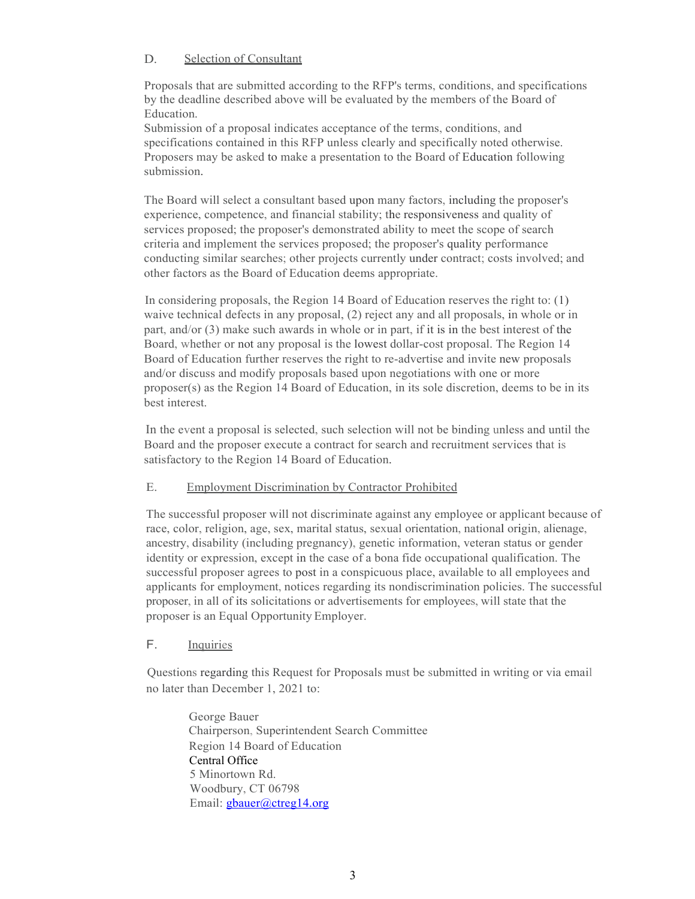## D. Selection of Consultant

Proposals that are submitted according to the RFP's terms, conditions, and specifications by the deadline described above will be evaluated by the members of the Board of Education.
Submission of a proposal indicates acceptance of the terms, conditions, and specifications contained in this RFP unless clearly and specifically noted otherwise. Proposers may be asked to make a presentation to the Board of Education following submission.

The Board will select a consultant based upon many factors, including the proposer's experience, competence, and financial stability; the responsiveness and quality of services proposed; the proposer's demonstrated ability to meet the scope of search criteria and implement the services proposed; the proposer's quality performance conducting similar searches; other projects currently under contract; costs involved; and other factors as the Board of Education deems appropriate.

In considering proposals, the Region 14 Board of Education reserves the right to: (1) waive technical defects in any proposal, (2) reject any and all proposals, in whole or in part, and/or (3) make such awards in whole or in part, if it is in the best interest of the Board, whether or not any proposal is the lowest dollar-cost proposal. The Region 14 Board of Education further reserves the right to re-advertise and invite new proposals and/or discuss and modify proposals based upon negotiations with one or more proposer(s) as the Region 14 Board of Education, in its sole discretion, deems to be in its best interest.

In the event a proposal is selected, such selection will not be binding unless and until the Board and the proposer execute a contract for search and recruitment services that is satisfactory to the Region 14 Board of Education.

## E. Employment Discrimination by Contractor Prohibited

The successful proposer will not discriminate against any employee or applicant because of race, color, religion, age, sex, marital status, sexual orientation, national origin, alienage, ancestry, disability (including pregnancy), genetic information, veteran status or gender identity or expression, except in the case of a bona fide occupational qualification. The successful proposer agrees to post in a conspicuous place, available to all employees and applicants for employment, notices regarding its nondiscrimination policies. The successful proposer, in all of its solicitations or advertisements for employees, will state that the proposer is an Equal Opportunity Employer.

## F. Inquiries

Questions regarding this Request for Proposals must be submitted in writing or via email no later than December 1, 2021 to:

George Bauer
Chairperson, Superintendent Search Committee
Region 14 Board of Education
Central Office
5 Minortown Rd.
Woodbury, CT 06798
Email: gbauer@ctreg14.org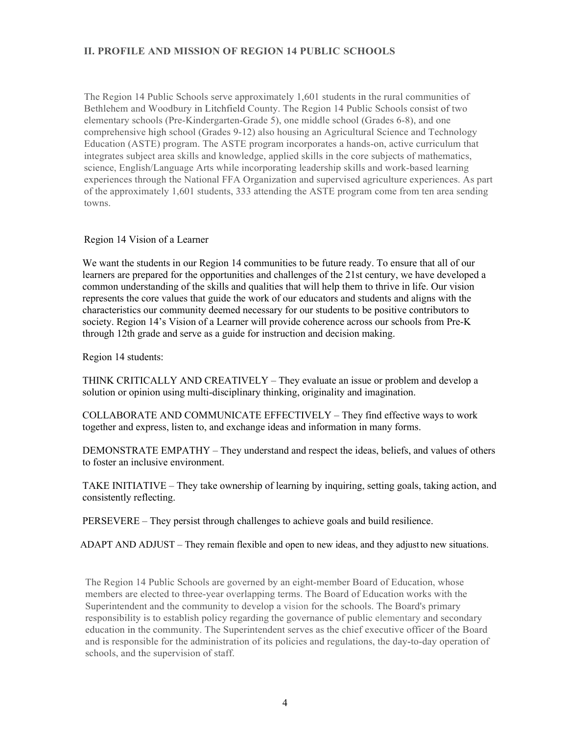## II. PROFILE AND MISSION OF REGION 14 PUBLIC SCHOOLS

The Region 14 Public Schools serve approximately 1,601 students in the rural communities of Bethlehem and Woodbury in Litchfield County. The Region 14 Public Schools consist of two elementary schools (Pre-Kindergarten-Grade 5), one middle school (Grades 6-8), and one comprehensive high school (Grades 9-12) also housing an Agricultural Science and Technology Education (ASTE) program. The ASTE program incorporates a hands-on, active curriculum that integrates subject area skills and knowledge, applied skills in the core subjects of mathematics, science, English/Language Arts while incorporating leadership skills and work-based learning experiences through the National FFA Organization and supervised agriculture experiences. As part of the approximately 1,601 students, 333 attending the ASTE program come from ten area sending towns.

Region 14 Vision of a Learner

We want the students in our Region 14 communities to be future ready. To ensure that all of our learners are prepared for the opportunities and challenges of the 21st century, we have developed a common understanding of the skills and qualities that will help them to thrive in life. Our vision represents the core values that guide the work of our educators and students and aligns with the characteristics our community deemed necessary for our students to be positive contributors to society. Region 14's Vision of a Learner will provide coherence across our schools from Pre-K through 12th grade and serve as a guide for instruction and decision making.

Region 14 students:

THINK CRITICALLY AND CREATIVELY – They evaluate an issue or problem and develop a solution or opinion using multi-disciplinary thinking, originality and imagination.

COLLABORATE AND COMMUNICATE EFFECTIVELY – They find effective ways to work together and express, listen to, and exchange ideas and information in many forms.

DEMONSTRATE EMPATHY – They understand and respect the ideas, beliefs, and values of others to foster an inclusive environment.

TAKE INITIATIVE – They take ownership of learning by inquiring, setting goals, taking action, and consistently reflecting.

PERSEVERE – They persist through challenges to achieve goals and build resilience.

ADAPT AND ADJUST – They remain flexible and open to new ideas, and they adjust to new situations.

The Region 14 Public Schools are governed by an eight-member Board of Education, whose members are elected to three-year overlapping terms. The Board of Education works with the Superintendent and the community to develop a vision for the schools. The Board's primary responsibility is to establish policy regarding the governance of public elementary and secondary education in the community. The Superintendent serves as the chief executive officer of the Board and is responsible for the administration of its policies and regulations, the day-to-day operation of schools, and the supervision of staff.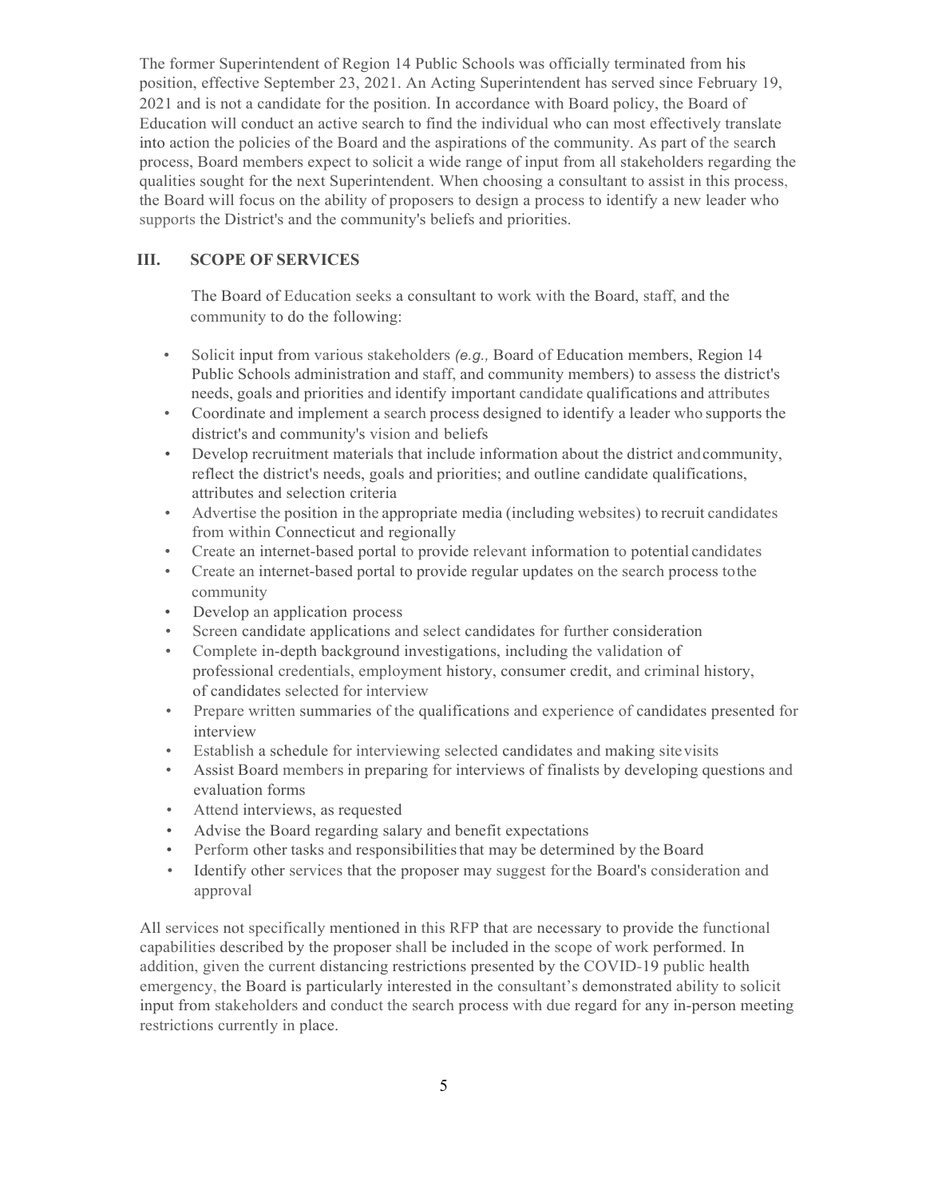The former Superintendent of Region 14 Public Schools was officially terminated from his position, effective September 23, 2021. An Acting Superintendent has served since February 19, 2021 and is not a candidate for the position. In accordance with Board policy, the Board of Education will conduct an active search to find the individual who can most effectively translate into action the policies of the Board and the aspirations of the community. As part of the search process, Board members expect to solicit a wide range of input from all stakeholders regarding the qualities sought for the next Superintendent. When choosing a consultant to assist in this process, the Board will focus on the ability of proposers to design a process to identify a new leader who supports the District's and the community's beliefs and priorities.

## III. SCOPE OF SERVICES

The Board of Education seeks a consultant to work with the Board, staff, and the community to do the following:

- Solicit input from various stakeholders *(e.g.,* Board of Education members, Region 14 Public Schools administration and staff, and community members) to assess the district's needs, goals and priorities and identify important candidate qualifications and attributes
- Coordinate and implement a search process designed to identify a leader who supports the district's and community's vision and beliefs
- Develop recruitment materials that include information about the district and community, reflect the district's needs, goals and priorities; and outline candidate qualifications, attributes and selection criteria
- Advertise the position in the appropriate media (including websites) to recruit candidates from within Connecticut and regionally
- Create an internet-based portal to provide relevant information to potential candidates
- Create an internet-based portal to provide regular updates on the search process to the community
- Develop an application process
- Screen candidate applications and select candidates for further consideration
- Complete in-depth background investigations, including the validation of professional credentials, employment history, consumer credit, and criminal history, of candidates selected for interview
- Prepare written summaries of the qualifications and experience of candidates presented for interview
- Establish a schedule for interviewing selected candidates and making site visits
- Assist Board members in preparing for interviews of finalists by developing questions and evaluation forms
- Attend interviews, as requested
- Advise the Board regarding salary and benefit expectations
- Perform other tasks and responsibilities that may be determined by the Board
- Identify other services that the proposer may suggest for the Board's consideration and approval

All services not specifically mentioned in this RFP that are necessary to provide the functional capabilities described by the proposer shall be included in the scope of work performed. In addition, given the current distancing restrictions presented by the COVID-19 public health emergency, the Board is particularly interested in the consultant's demonstrated ability to solicit input from stakeholders and conduct the search process with due regard for any in-person meeting restrictions currently in place.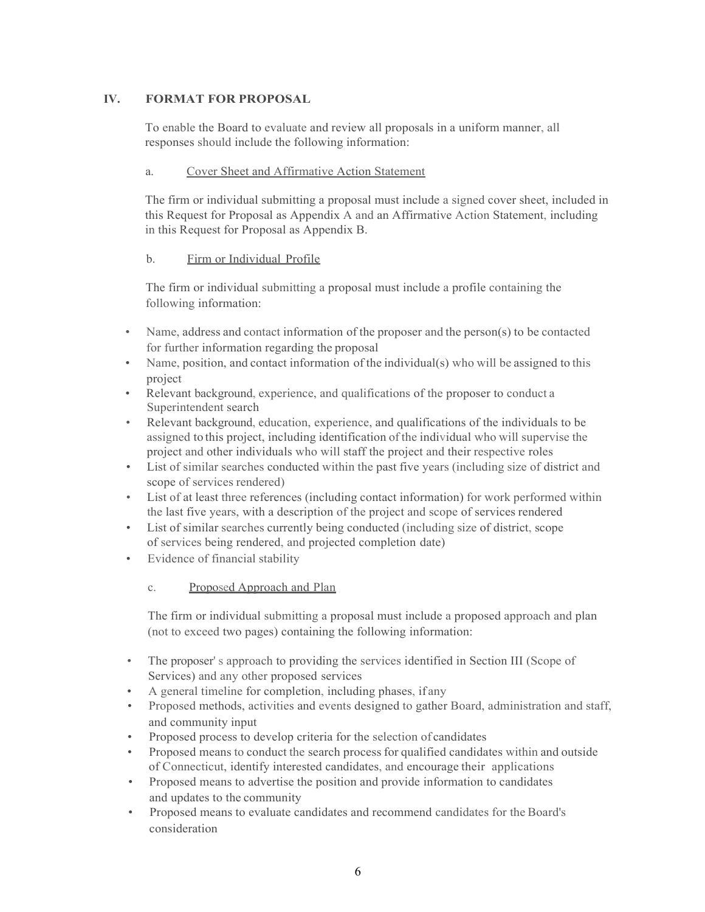## IV. FORMAT FOR PROPOSAL

To enable the Board to evaluate and review all proposals in a uniform manner, all responses should include the following information:

### a. Cover Sheet and Affirmative Action Statement

The firm or individual submitting a proposal must include a signed cover sheet, included in this Request for Proposal as Appendix A and an Affirmative Action Statement, including in this Request for Proposal as Appendix B.

### b. Firm or Individual Profile

The firm or individual submitting a proposal must include a profile containing the following information:

- Name, address and contact information of the proposer and the person(s) to be contacted for further information regarding the proposal
- Name, position, and contact information of the individual(s) who will be assigned to this project
- Relevant background, experience, and qualifications of the proposer to conduct a Superintendent search
- Relevant background, education, experience, and qualifications of the individuals to be assigned to this project, including identification of the individual who will supervise the project and other individuals who will staff the project and their respective roles
- List of similar searches conducted within the past five years (including size of district and scope of services rendered)
- List of at least three references (including contact information) for work performed within the last five years, with a description of the project and scope of services rendered
- List of similar searches currently being conducted (including size of district, scope of services being rendered, and projected completion date)
- Evidence of financial stability

### c. Proposed Approach and Plan

The firm or individual submitting a proposal must include a proposed approach and plan (not to exceed two pages) containing the following information:

- The proposer's approach to providing the services identified in Section III (Scope of Services) and any other proposed services
- A general timeline for completion, including phases, if any
- Proposed methods, activities and events designed to gather Board, administration and staff, and community input
- Proposed process to develop criteria for the selection of candidates
- Proposed means to conduct the search process for qualified candidates within and outside of Connecticut, identify interested candidates, and encourage their applications
- Proposed means to advertise the position and provide information to candidates and updates to the community
- Proposed means to evaluate candidates and recommend candidates for the Board's consideration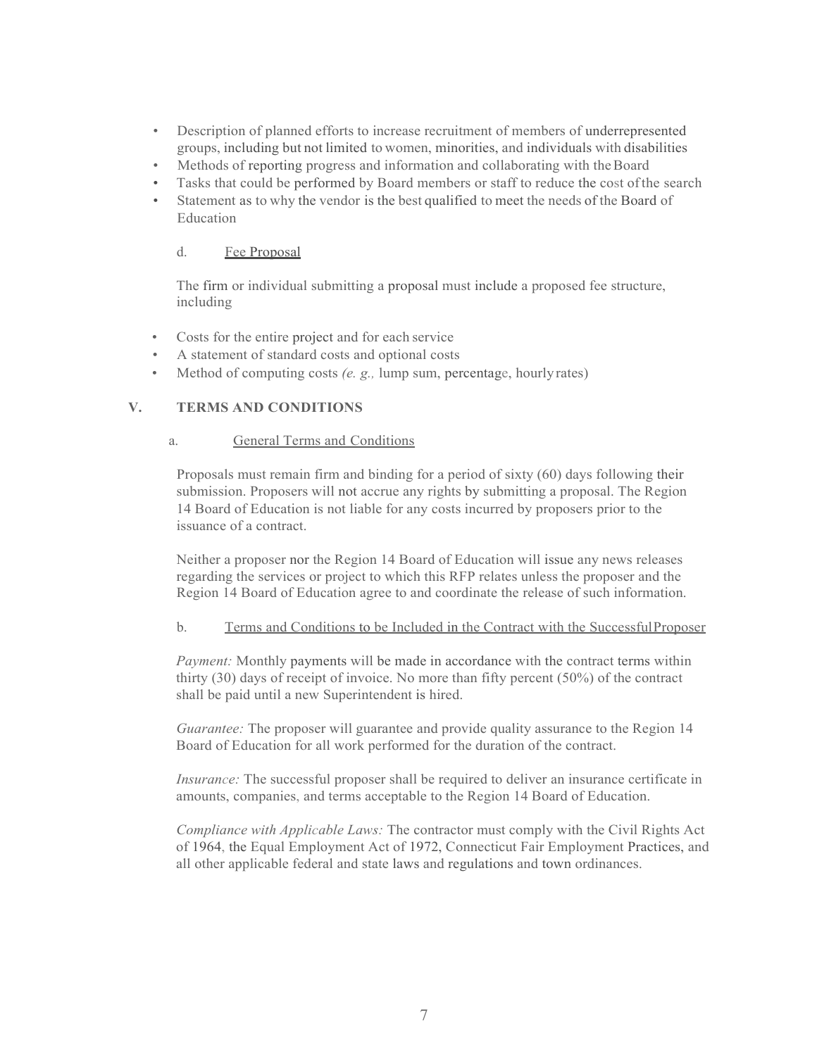- Description of planned efforts to increase recruitment of members of underrepresented groups, including but not limited to women, minorities, and individuals with disabilities
- Methods of reporting progress and information and collaborating with the Board
- Tasks that could be performed by Board members or staff to reduce the cost of the search
- Statement as to why the vendor is the best qualified to meet the needs of the Board of Education

d. Fee Proposal

The firm or individual submitting a proposal must include a proposed fee structure, including

- Costs for the entire project and for each service
- A statement of standard costs and optional costs
- Method of computing costs *(e. g.,* lump sum, percentage, hourly rates)

## V. TERMS AND CONDITIONS

a. General Terms and Conditions

Proposals must remain firm and binding for a period of sixty (60) days following their submission. Proposers will not accrue any rights by submitting a proposal. The Region 14 Board of Education is not liable for any costs incurred by proposers prior to the issuance of a contract.

Neither a proposer nor the Region 14 Board of Education will issue any news releases regarding the services or project to which this RFP relates unless the proposer and the Region 14 Board of Education agree to and coordinate the release of such information.

b. Terms and Conditions to be Included in the Contract with the Successful Proposer

*Payment:* Monthly payments will be made in accordance with the contract terms within thirty (30) days of receipt of invoice. No more than fifty percent (50%) of the contract shall be paid until a new Superintendent is hired.

*Guarantee:* The proposer will guarantee and provide quality assurance to the Region 14 Board of Education for all work performed for the duration of the contract.

*Insurance:* The successful proposer shall be required to deliver an insurance certificate in amounts, companies, and terms acceptable to the Region 14 Board of Education.

*Compliance with Applicable Laws:* The contractor must comply with the Civil Rights Act of 1964, the Equal Employment Act of 1972, Connecticut Fair Employment Practices, and all other applicable federal and state laws and regulations and town ordinances.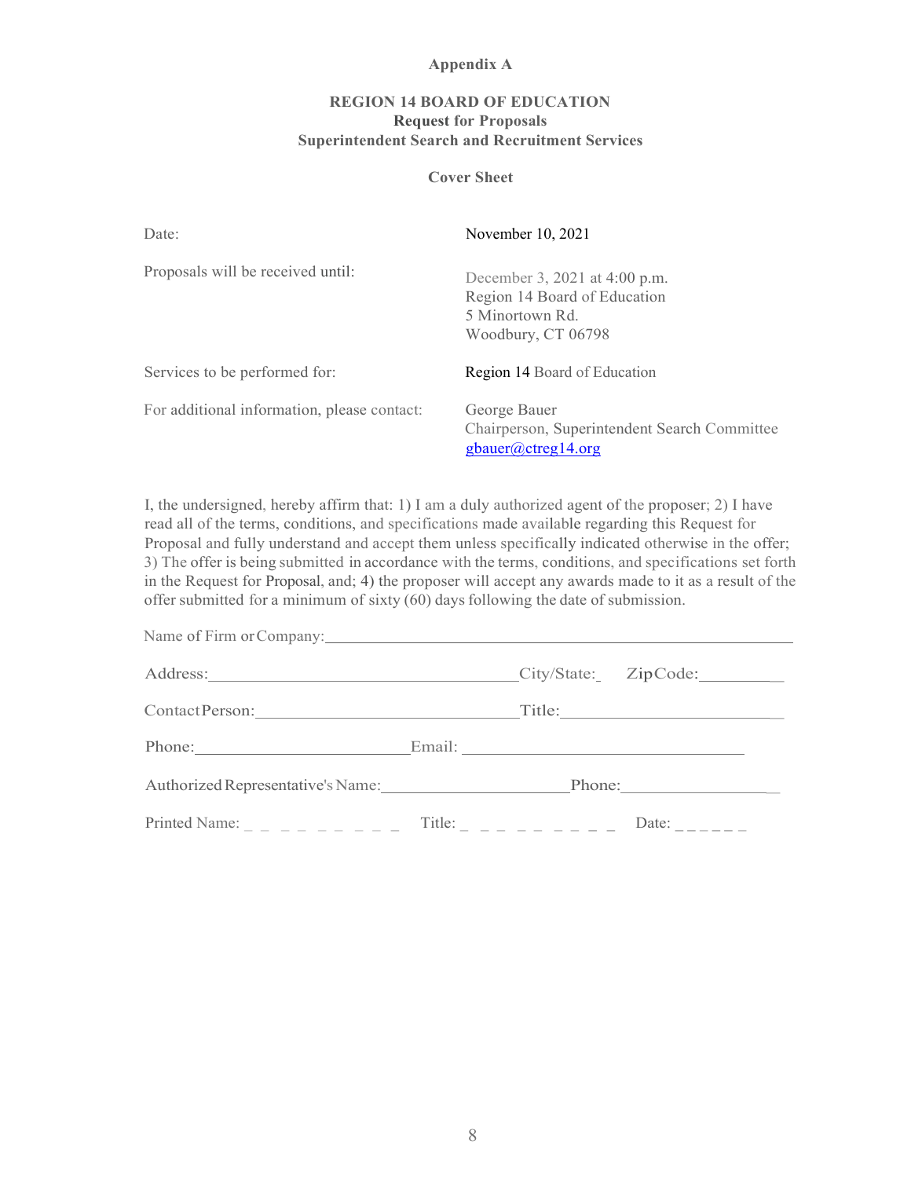**Appendix A**

**REGION 14 BOARD OF EDUCATION**
**Request for Proposals**
**Superintendent Search and Recruitment Services**

**Cover Sheet**

| | |
|---|---|
| Date: | November 10, 2021 |
| Proposals will be received until: | December 3, 2021 at 4:00 p.m.<br>Region 14 Board of Education<br>5 Minortown Rd.<br>Woodbury, CT 06798 |
| Services to be performed for: | Region 14 Board of Education |
| For additional information, please contact: | George Bauer<br>Chairperson, Superintendent Search Committee<br>gbauer@ctreg14.org |

I, the undersigned, hereby affirm that: 1) I am a duly authorized agent of the proposer; 2) I have read all of the terms, conditions, and specifications made available regarding this Request for Proposal and fully understand and accept them unless specifically indicated otherwise in the offer; 3) The offer is being submitted in accordance with the terms, conditions, and specifications set forth in the Request for Proposal, and; 4) the proposer will accept any awards made to it as a result of the offer submitted for a minimum of sixty (60) days following the date of submission.

Name of Firm or Company: ______________________________

Address: ______________________ City/State: ____ Zip Code: __________

Contact Person: ______________________ Title: ______________________

Phone: ______________________ Email: ______________________

Authorized Representative's Name: ______________________ Phone: ______________

Printed Name: _ _ _ _ _ _ _ _ _ Title: _ _ _ _ _ _ _ _ _ _ Date: _ _ _ _ _ _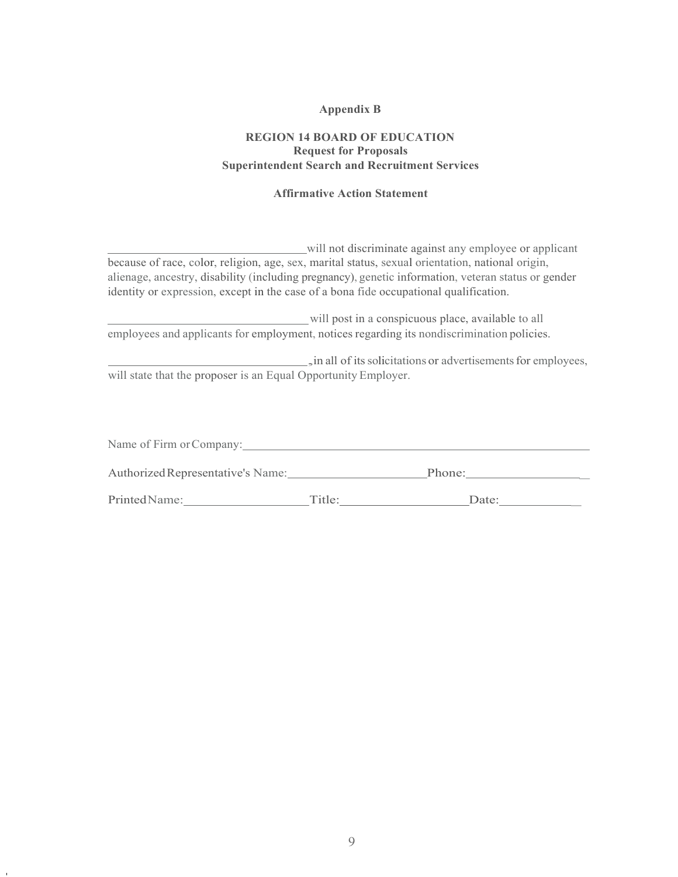# Appendix B

## REGION 14 BOARD OF EDUCATION
### Request for Proposals
### Superintendent Search and Recruitment Services

### Affirmative Action Statement

________________________________ will not discriminate against any employee or applicant because of race, color, religion, age, sex, marital status, sexual orientation, national origin, alienage, ancestry, disability (including pregnancy), genetic information, veteran status or gender identity or expression, except in the case of a bona fide occupational qualification.

________________________________ will post in a conspicuous place, available to all employees and applicants for employment, notices regarding its nondiscrimination policies.

________________________________, in all of its solicitations or advertisements for employees, will state that the proposer is an Equal Opportunity Employer.

Name of Firm or Company: ________________________________________________

Authorized Representative's Name: ______________________ Phone: ____________________

Printed Name: ___________________ Title: ___________________ Date: _____________